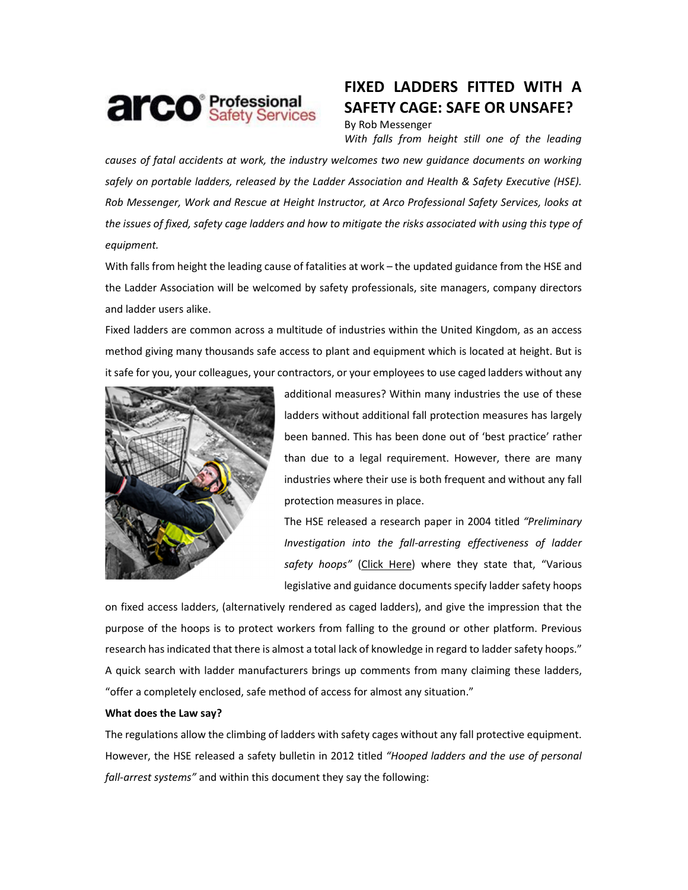# FIXED LADDERS FITTED WITH A SAFETY CAGE: SAFE OR UNSAFE?

By Rob Messenger

*With falls from height still one of the leading causes of fatal accidents at work, the industry welcomes two new guidance documents on working safely on portable ladders, released by the Ladder Association and Health & Safety Executive (HSE). Rob Messenger, Work and Rescue at Height Instructor, at Arco Professional Safety Services, looks at the issues of fixed, safety cage ladders and how to mitigate the risks associated with using this type of equipment.*

With falls from height the leading cause of fatalities at work – the updated guidance from the HSE and the Ladder Association will be welcomed by safety professionals, site managers, company directors and ladder users alike.

Fixed ladders are common across a multitude of industries within the United Kingdom, as an access method giving many thousands safe access to plant and equipment which is located at height. But is it safe for you, your colleagues, your contractors, or your employees to use caged ladders without any additional measures? Within many industries the use of these ladders without additional fall protection measures has largely been banned. This has been done out of 'best practice' rather than due to a legal requirement. However, there are many industries where their use is both frequent and without any fall protection measures in place.

The HSE released a research paper in 2004 titled *"Preliminary Investigation into the fall-arresting effectiveness of ladder safety hoops"* (Click Here) where they state that, "Various legislative and guidance documents specify ladder safety hoops on fixed access ladders, (alternatively rendered as caged ladders), and give the impression that the purpose of the hoops is to protect workers from falling to the ground or other platform. Previous research has indicated that there is almost a total lack of knowledge in regard to ladder safety hoops."

A quick search with ladder manufacturers brings up comments from many claiming these ladders, "offer a completely enclosed, safe method of access for almost any situation."

**What does the Law say?**

The regulations allow the climbing of ladders with safety cages without any fall protective equipment. However, the HSE released a safety bulletin in 2012 titled *"Hooped ladders and the use of personal fall-arrest systems"* and within this document they say the following: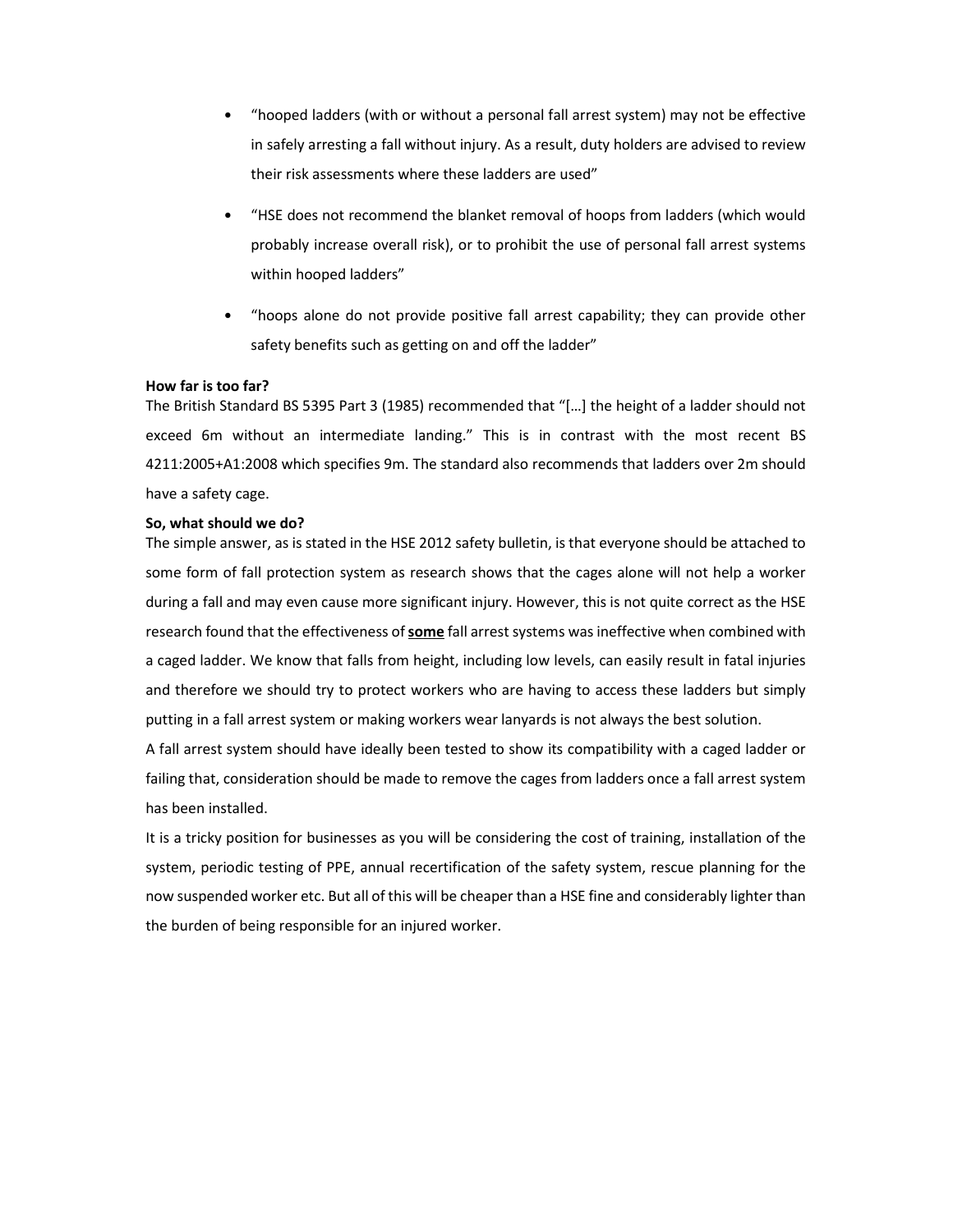- "hooped ladders (with or without a personal fall arrest system) may not be effective in safely arresting a fall without injury. As a result, duty holders are advised to review their risk assessments where these ladders are used"
- "HSE does not recommend the blanket removal of hoops from ladders (which would probably increase overall risk), or to prohibit the use of personal fall arrest systems within hooped ladders"
- "hoops alone do not provide positive fall arrest capability; they can provide other safety benefits such as getting on and off the ladder"

**How far is too far?**

The British Standard BS 5395 Part 3 (1985) recommended that "[…] the height of a ladder should not exceed 6m without an intermediate landing." This is in contrast with the most recent BS 4211:2005+A1:2008 which specifies 9m. The standard also recommends that ladders over 2m should have a safety cage.

**So, what should we do?**

The simple answer, as is stated in the HSE 2012 safety bulletin, is that everyone should be attached to some form of fall protection system as research shows that the cages alone will not help a worker during a fall and may even cause more significant injury. However, this is not quite correct as the HSE research found that the effectiveness of **some** fall arrest systems was ineffective when combined with a caged ladder. We know that falls from height, including low levels, can easily result in fatal injuries and therefore we should try to protect workers who are having to access these ladders but simply putting in a fall arrest system or making workers wear lanyards is not always the best solution.

A fall arrest system should have ideally been tested to show its compatibility with a caged ladder or failing that, consideration should be made to remove the cages from ladders once a fall arrest system has been installed.

It is a tricky position for businesses as you will be considering the cost of training, installation of the system, periodic testing of PPE, annual recertification of the safety system, rescue planning for the now suspended worker etc. But all of this will be cheaper than a HSE fine and considerably lighter than the burden of being responsible for an injured worker.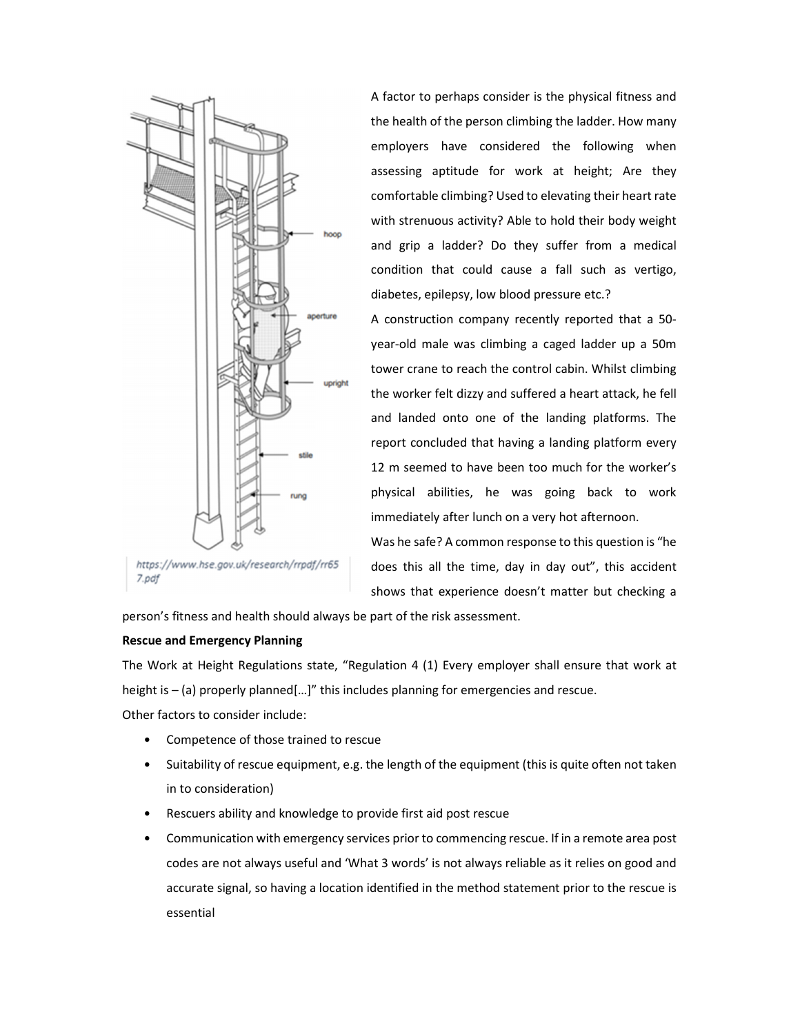A factor to perhaps consider is the physical fitness and the health of the person climbing the ladder. How many employers have considered the following when assessing aptitude for work at height; Are they comfortable climbing? Used to elevating their heart rate with strenuous activity? Able to hold their body weight and grip a ladder? Do they suffer from a medical condition that could cause a fall such as vertigo, diabetes, epilepsy, low blood pressure etc.?

A construction company recently reported that a 50-year-old male was climbing a caged ladder up a 50m tower crane to reach the control cabin. Whilst climbing the worker felt dizzy and suffered a heart attack, he fell and landed onto one of the landing platforms. The report concluded that having a landing platform every 12 m seemed to have been too much for the worker's physical abilities, he was going back to work immediately after lunch on a very hot afternoon.

Was he safe? A common response to this question is "he does this all the time, day in day out", this accident shows that experience doesn't matter but checking a person's fitness and health should always be part of the risk assessment.

https://www.hse.gov.uk/research/rrpdf/rr657.pdf

**Rescue and Emergency Planning**

The Work at Height Regulations state, "Regulation 4 (1) Every employer shall ensure that work at height is – (a) properly planned[…]" this includes planning for emergencies and rescue.

Other factors to consider include:

- Competence of those trained to rescue
- Suitability of rescue equipment, e.g. the length of the equipment (this is quite often not taken in to consideration)
- Rescuers ability and knowledge to provide first aid post rescue
- Communication with emergency services prior to commencing rescue. If in a remote area post codes are not always useful and 'What 3 words' is not always reliable as it relies on good and accurate signal, so having a location identified in the method statement prior to the rescue is essential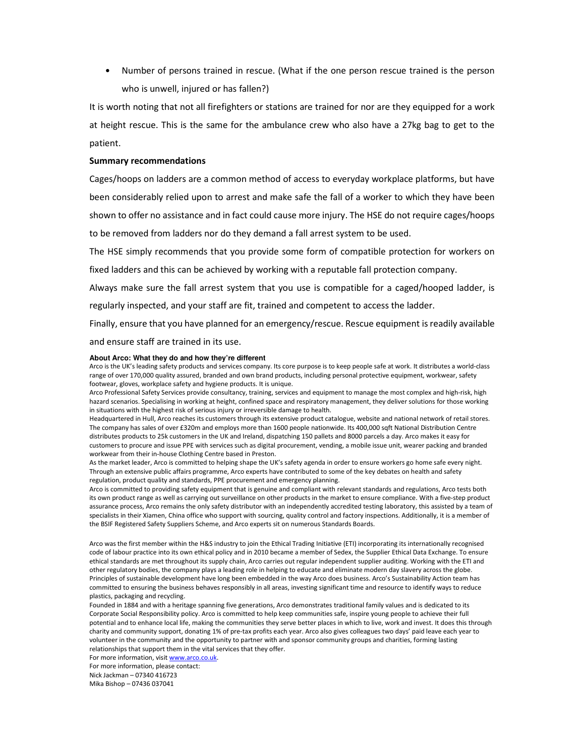- Number of persons trained in rescue. (What if the one person rescue trained is the person who is unwell, injured or has fallen?)

It is worth noting that not all firefighters or stations are trained for nor are they equipped for a work at height rescue. This is the same for the ambulance crew who also have a 27kg bag to get to the patient.

**Summary recommendations**

Cages/hoops on ladders are a common method of access to everyday workplace platforms, but have been considerably relied upon to arrest and make safe the fall of a worker to which they have been shown to offer no assistance and in fact could cause more injury. The HSE do not require cages/hoops to be removed from ladders nor do they demand a fall arrest system to be used.

The HSE simply recommends that you provide some form of compatible protection for workers on fixed ladders and this can be achieved by working with a reputable fall protection company.

Always make sure the fall arrest system that you use is compatible for a caged/hooped ladder, is regularly inspected, and your staff are fit, trained and competent to access the ladder.

Finally, ensure that you have planned for an emergency/rescue. Rescue equipment is readily available and ensure staff are trained in its use.

**About Arco: What they do and how they're different**

Arco is the UK's leading safety products and services company. Its core purpose is to keep people safe at work. It distributes a world-class range of over 170,000 quality assured, branded and own brand products, including personal protective equipment, workwear, safety footwear, gloves, workplace safety and hygiene products. It is unique.

Arco Professional Safety Services provide consultancy, training, services and equipment to manage the most complex and high-risk, high hazard scenarios. Specialising in working at height, confined space and respiratory management, they deliver solutions for those working in situations with the highest risk of serious injury or irreversible damage to health.

Headquartered in Hull, Arco reaches its customers through its extensive product catalogue, website and national network of retail stores. The company has sales of over £320m and employs more than 1600 people nationwide. Its 400,000 sqft National Distribution Centre distributes products to 25k customers in the UK and Ireland, dispatching 150 pallets and 8000 parcels a day. Arco makes it easy for customers to procure and issue PPE with services such as digital procurement, vending, a mobile issue unit, wearer packing and branded workwear from their in-house Clothing Centre based in Preston.

As the market leader, Arco is committed to helping shape the UK's safety agenda in order to ensure workers go home safe every night. Through an extensive public affairs programme, Arco experts have contributed to some of the key debates on health and safety regulation, product quality and standards, PPE procurement and emergency planning.

Arco is committed to providing safety equipment that is genuine and compliant with relevant standards and regulations, Arco tests both its own product range as well as carrying out surveillance on other products in the market to ensure compliance. With a five-step product assurance process, Arco remains the only safety distributor with an independently accredited testing laboratory, this assisted by a team of specialists in their Xiamen, China office who support with sourcing, quality control and factory inspections. Additionally, it is a member of the BSIF Registered Safety Suppliers Scheme, and Arco experts sit on numerous Standards Boards.

Arco was the first member within the H&S industry to join the Ethical Trading Initiative (ETI) incorporating its internationally recognised code of labour practice into its own ethical policy and in 2010 became a member of Sedex, the Supplier Ethical Data Exchange. To ensure ethical standards are met throughout its supply chain, Arco carries out regular independent supplier auditing. Working with the ETI and other regulatory bodies, the company plays a leading role in helping to educate and eliminate modern day slavery across the globe. Principles of sustainable development have long been embedded in the way Arco does business. Arco's Sustainability Action team has committed to ensuring the business behaves responsibly in all areas, investing significant time and resource to identify ways to reduce plastics, packaging and recycling.

Founded in 1884 and with a heritage spanning five generations, Arco demonstrates traditional family values and is dedicated to its Corporate Social Responsibility policy. Arco is committed to help keep communities safe, inspire young people to achieve their full potential and to enhance local life, making the communities they serve better places in which to live, work and invest. It does this through charity and community support, donating 1% of pre-tax profits each year. Arco also gives colleagues two days' paid leave each year to volunteer in the community and the opportunity to partner with and sponsor community groups and charities, forming lasting relationships that support them in the vital services that they offer.

For more information, visit www.arco.co.uk.

For more information, please contact:

Nick Jackman – 07340 416723

Mika Bishop – 07436 037041